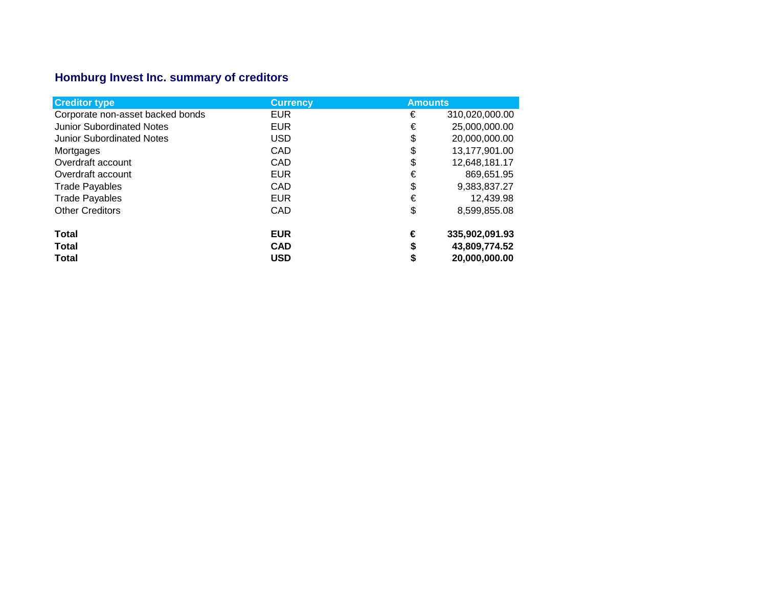## Homburg Invest Inc. summary of creditors

| Creditor type | Currency | Amounts | |
|---|---|---|---|
| Corporate non-asset backed bonds | EUR | € | 310,020,000.00 |
| Junior Subordinated Notes | EUR | € | 25,000,000.00 |
| Junior Subordinated Notes | USD | $ | 20,000,000.00 |
| Mortgages | CAD | $ | 13,177,901.00 |
| Overdraft account | CAD | $ | 12,648,181.17 |
| Overdraft account | EUR | € | 869,651.95 |
| Trade Payables | CAD | $ | 9,383,837.27 |
| Trade Payables | EUR | € | 12,439.98 |
| Other Creditors | CAD | $ | 8,599,855.08 |
| | | | |
| **Total** | **EUR** | **€** | **335,902,091.93** |
| **Total** | **CAD** | **$** | **43,809,774.52** |
| **Total** | **USD** | **$** | **20,000,000.00** |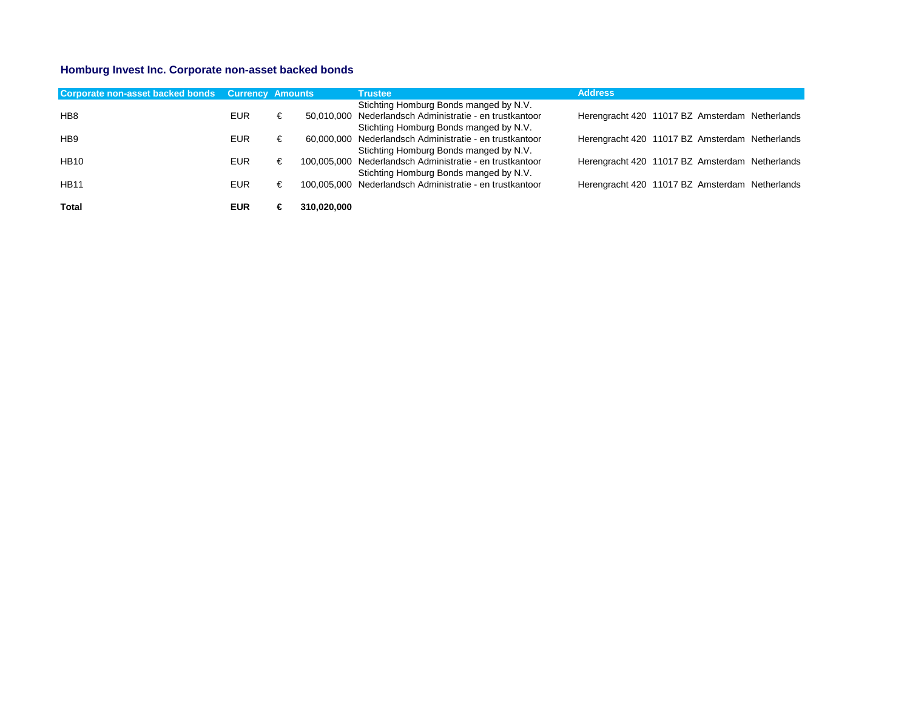### Homburg Invest Inc. Corporate non-asset backed bonds

| Corporate non-asset backed bonds | Currency | Amounts | | Trustee | Address | | | |
|---|---|---|---|---|---|---|---|---|
| HB8 | EUR | € | 50,010,000 | Stichting Homburg Bonds manged by N.V. Nederlandsch Administratie - en trustkantoor | Herengracht 420 | 11017 BZ | Amsterdam | Netherlands |
| HB9 | EUR | € | 60,000,000 | Stichting Homburg Bonds manged by N.V. Nederlandsch Administratie - en trustkantoor | Herengracht 420 | 11017 BZ | Amsterdam | Netherlands |
| HB10 | EUR | € | 100,005,000 | Stichting Homburg Bonds manged by N.V. Nederlandsch Administratie - en trustkantoor | Herengracht 420 | 11017 BZ | Amsterdam | Netherlands |
| HB11 | EUR | € | 100,005,000 | Stichting Homburg Bonds manged by N.V. Nederlandsch Administratie - en trustkantoor | Herengracht 420 | 11017 BZ | Amsterdam | Netherlands |
| **Total** | **EUR** | **€** | **310,020,000** | | | | | |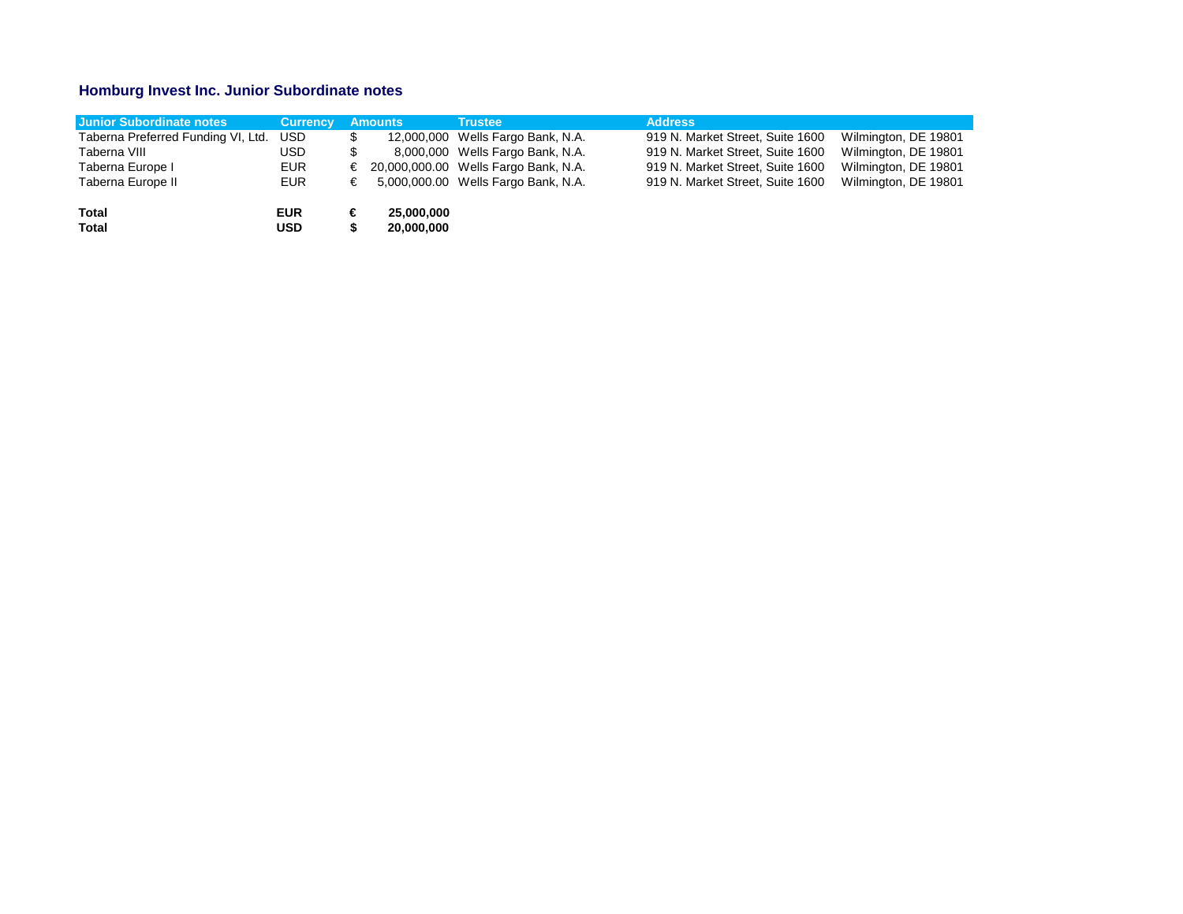## Homburg Invest Inc. Junior Subordinate notes

| Junior Subordinate notes | Currency | Amounts | | Trustee | Address | |
|---|---|---|---|---|---|---|
| Taberna Preferred Funding VI, Ltd. | USD | $ | 12,000,000 | Wells Fargo Bank, N.A. | 919 N. Market Street, Suite 1600 | Wilmington, DE 19801 |
| Taberna VIII | USD | $ | 8,000,000 | Wells Fargo Bank, N.A. | 919 N. Market Street, Suite 1600 | Wilmington, DE 19801 |
| Taberna Europe I | EUR | € | 20,000,000.00 | Wells Fargo Bank, N.A. | 919 N. Market Street, Suite 1600 | Wilmington, DE 19801 |
| Taberna Europe II | EUR | € | 5,000,000.00 | Wells Fargo Bank, N.A. | 919 N. Market Street, Suite 1600 | Wilmington, DE 19801 |
| | | | | | | |
| **Total** | **EUR** | **€** | **25,000,000** | | | |
| **Total** | **USD** | **$** | **20,000,000** | | | |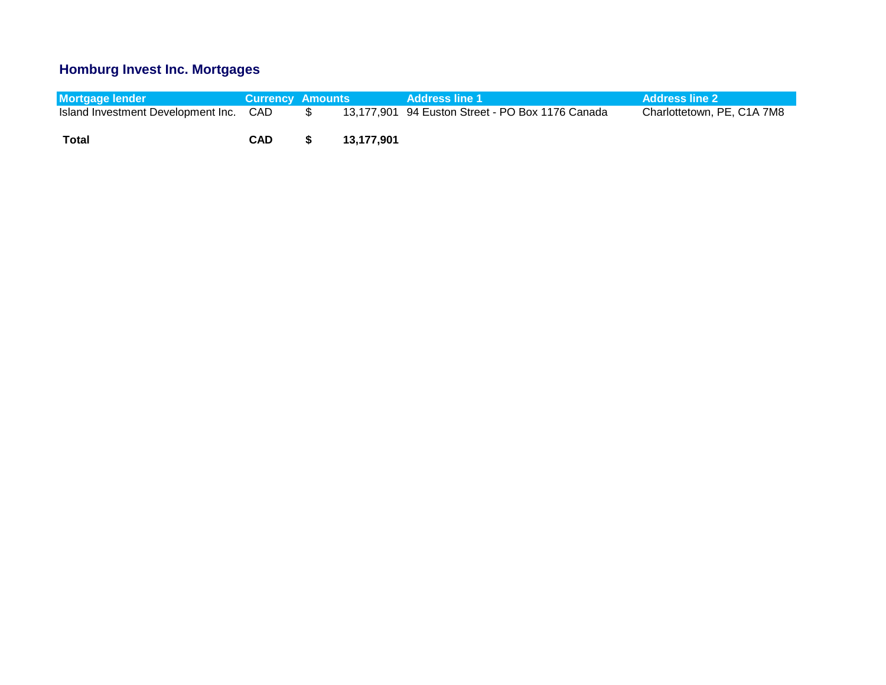## Homburg Invest Inc. Mortgages

| Mortgage lender | Currency | Amounts | | Address line 1 | Address line 2 |
|---|---|---|---|---|---|
| Island Investment Development Inc. | CAD | $ | 13,177,901 | 94 Euston Street - PO Box 1176 Canada | Charlottetown, PE, C1A 7M8 |
| **Total** | **CAD** | **$** | **13,177,901** | | |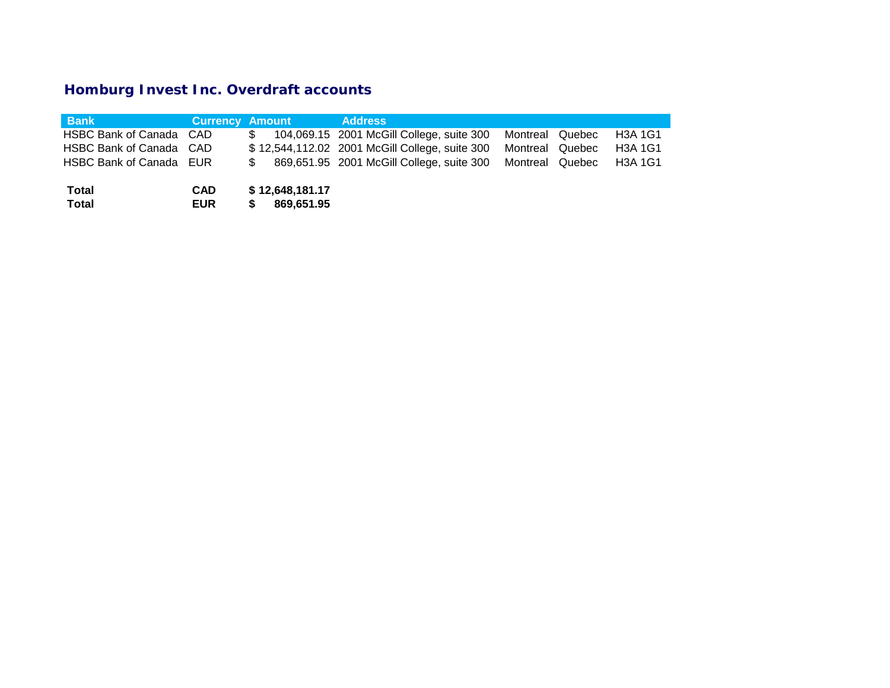## Homburg Invest Inc. Overdraft accounts

| Bank | Currency | Amount | Address | | | |
|---|---|---|---|---|---|---|
| HSBC Bank of Canada | CAD | $ 104,069.15 | 2001 McGill College, suite 300 | Montreal | Quebec | H3A 1G1 |
| HSBC Bank of Canada | CAD | $ 12,544,112.02 | 2001 McGill College, suite 300 | Montreal | Quebec | H3A 1G1 |
| HSBC Bank of Canada | EUR | $ 869,651.95 | 2001 McGill College, suite 300 | Montreal | Quebec | H3A 1G1 |
| | | | | | | |
| **Total** | **CAD** | **$ 12,648,181.17** | | | | |
| **Total** | **EUR** | **$ 869,651.95** | | | | |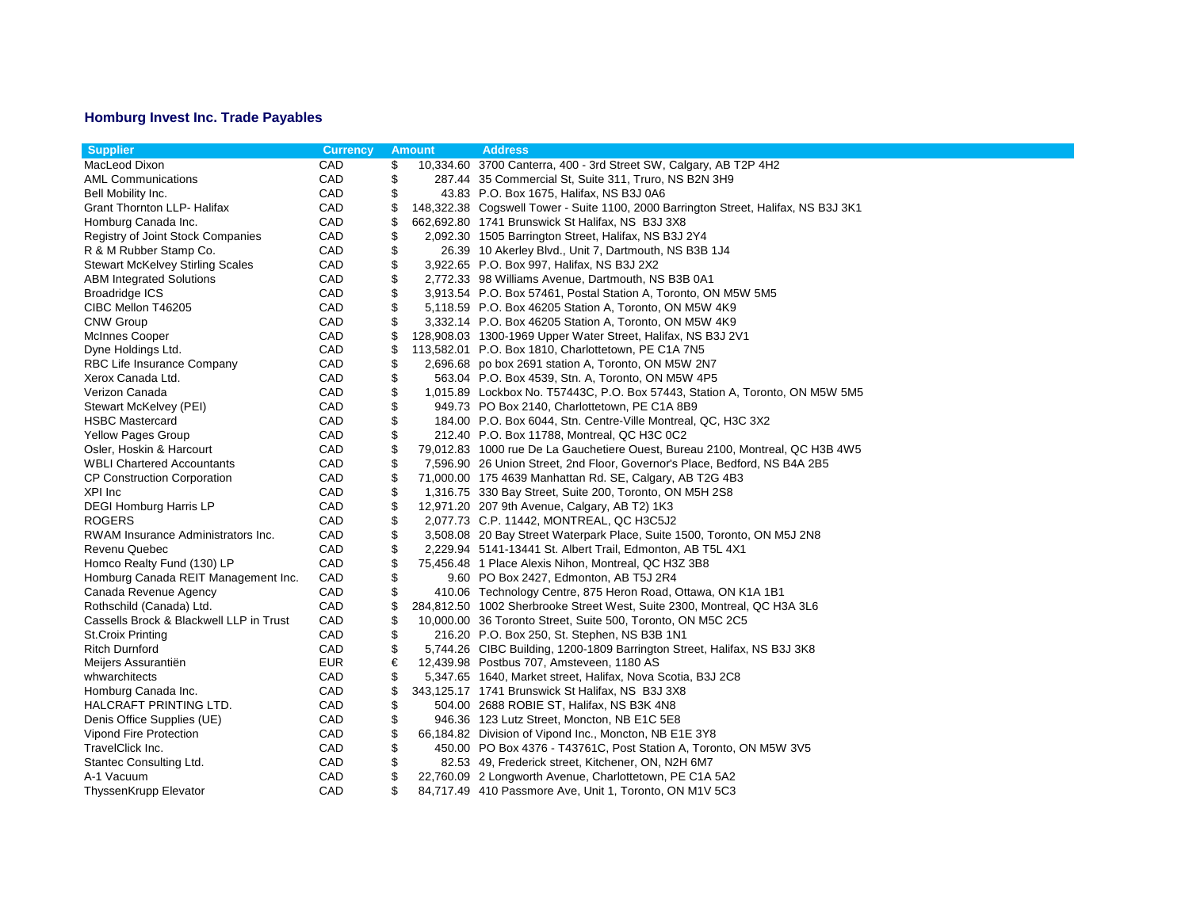## Homburg Invest Inc. Trade Payables

| Supplier | Currency | Amount | | Address |
|---|---|---|---|---|
| MacLeod Dixon | CAD | $ | 10,334.60 | 3700 Canterra, 400 - 3rd Street SW, Calgary, AB T2P 4H2 |
| AML Communications | CAD | $ | 287.44 | 35 Commercial St, Suite 311, Truro, NS B2N 3H9 |
| Bell Mobility Inc. | CAD | $ | 43.83 | P.O. Box 1675, Halifax, NS B3J 0A6 |
| Grant Thornton LLP- Halifax | CAD | $ | 148,322.38 | Cogswell Tower - Suite 1100, 2000 Barrington Street, Halifax, NS B3J 3K1 |
| Homburg Canada Inc. | CAD | $ | 662,692.80 | 1741 Brunswick St Halifax, NS B3J 3X8 |
| Registry of Joint Stock Companies | CAD | $ | 2,092.30 | 1505 Barrington Street, Halifax, NS B3J 2Y4 |
| R & M Rubber Stamp Co. | CAD | $ | 26.39 | 10 Akerley Blvd., Unit 7, Dartmouth, NS B3B 1J4 |
| Stewart McKelvey Stirling Scales | CAD | $ | 3,922.65 | P.O. Box 997, Halifax, NS B3J 2X2 |
| ABM Integrated Solutions | CAD | $ | 2,772.33 | 98 Williams Avenue, Dartmouth, NS B3B 0A1 |
| Broadridge ICS | CAD | $ | 3,913.54 | P.O. Box 57461, Postal Station A, Toronto, ON M5W 5M5 |
| CIBC Mellon T46205 | CAD | $ | 5,118.59 | P.O. Box 46205 Station A, Toronto, ON M5W 4K9 |
| CNW Group | CAD | $ | 3,332.14 | P.O. Box 46205 Station A, Toronto, ON M5W 4K9 |
| McInnes Cooper | CAD | $ | 128,908.03 | 1300-1969 Upper Water Street, Halifax, NS B3J 2V1 |
| Dyne Holdings Ltd. | CAD | $ | 113,582.01 | P.O. Box 1810, Charlottetown, PE C1A 7N5 |
| RBC Life Insurance Company | CAD | $ | 2,696.68 | po box 2691 station A, Toronto, ON M5W 2N7 |
| Xerox Canada Ltd. | CAD | $ | 563.04 | P.O. Box 4539, Stn. A, Toronto, ON M5W 4P5 |
| Verizon Canada | CAD | $ | 1,015.89 | Lockbox No. T57443C, P.O. Box 57443, Station A, Toronto, ON M5W 5M5 |
| Stewart McKelvey (PEI) | CAD | $ | 949.73 | PO Box 2140, Charlottetown, PE C1A 8B9 |
| HSBC Mastercard | CAD | $ | 184.00 | P.O. Box 6044, Stn. Centre-Ville Montreal, QC, H3C 3X2 |
| Yellow Pages Group | CAD | $ | 212.40 | P.O. Box 11788, Montreal, QC H3C 0C2 |
| Osler, Hoskin & Harcourt | CAD | $ | 79,012.83 | 1000 rue De La Gauchetiere Ouest, Bureau 2100, Montreal, QC H3B 4W5 |
| WBLI Chartered Accountants | CAD | $ | 7,596.90 | 26 Union Street, 2nd Floor, Governor's Place, Bedford, NS B4A 2B5 |
| CP Construction Corporation | CAD | $ | 71,000.00 | 175 4639 Manhattan Rd. SE, Calgary, AB T2G 4B3 |
| XPI Inc | CAD | $ | 1,316.75 | 330 Bay Street, Suite 200, Toronto, ON M5H 2S8 |
| DEGI Homburg Harris LP | CAD | $ | 12,971.20 | 207 9th Avenue, Calgary, AB T2) 1K3 |
| ROGERS | CAD | $ | 2,077.73 | C.P. 11442, MONTREAL, QC H3C5J2 |
| RWAM Insurance Administrators Inc. | CAD | $ | 3,508.08 | 20 Bay Street Waterpark Place, Suite 1500, Toronto, ON M5J 2N8 |
| Revenu Quebec | CAD | $ | 2,229.94 | 5141-13441 St. Albert Trail, Edmonton, AB T5L 4X1 |
| Homco Realty Fund (130) LP | CAD | $ | 75,456.48 | 1 Place Alexis Nihon, Montreal, QC H3Z 3B8 |
| Homburg Canada REIT Management Inc. | CAD | $ | 9.60 | PO Box 2427, Edmonton, AB T5J 2R4 |
| Canada Revenue Agency | CAD | $ | 410.06 | Technology Centre, 875 Heron Road, Ottawa, ON K1A 1B1 |
| Rothschild (Canada) Ltd. | CAD | $ | 284,812.50 | 1002 Sherbrooke Street West, Suite 2300, Montreal, QC H3A 3L6 |
| Cassells Brock & Blackwell LLP in Trust | CAD | $ | 10,000.00 | 36 Toronto Street, Suite 500, Toronto, ON M5C 2C5 |
| St.Croix Printing | CAD | $ | 216.20 | P.O. Box 250, St. Stephen, NS B3B 1N1 |
| Ritch Durnford | CAD | $ | 5,744.26 | CIBC Building, 1200-1809 Barrington Street, Halifax, NS B3J 3K8 |
| Meijers Assurantiën | EUR | € | 12,439.98 | Postbus 707, Amsteveen, 1180 AS |
| whwarchitects | CAD | $ | 5,347.65 | 1640, Market street, Halifax, Nova Scotia, B3J 2C8 |
| Homburg Canada Inc. | CAD | $ | 343,125.17 | 1741 Brunswick St Halifax, NS B3J 3X8 |
| HALCRAFT PRINTING LTD. | CAD | $ | 504.00 | 2688 ROBIE ST, Halifax, NS B3K 4N8 |
| Denis Office Supplies (UE) | CAD | $ | 946.36 | 123 Lutz Street, Moncton, NB E1C 5E8 |
| Vipond Fire Protection | CAD | $ | 66,184.82 | Division of Vipond Inc., Moncton, NB E1E 3Y8 |
| TravelClick Inc. | CAD | $ | 450.00 | PO Box 4376 - T43761C, Post Station A, Toronto, ON M5W 3V5 |
| Stantec Consulting Ltd. | CAD | $ | 82.53 | 49, Frederick street, Kitchener, ON, N2H 6M7 |
| A-1 Vacuum | CAD | $ | 22,760.09 | 2 Longworth Avenue, Charlottetown, PE C1A 5A2 |
| ThyssenKrupp Elevator | CAD | $ | 84,717.49 | 410 Passmore Ave, Unit 1, Toronto, ON M1V 5C3 |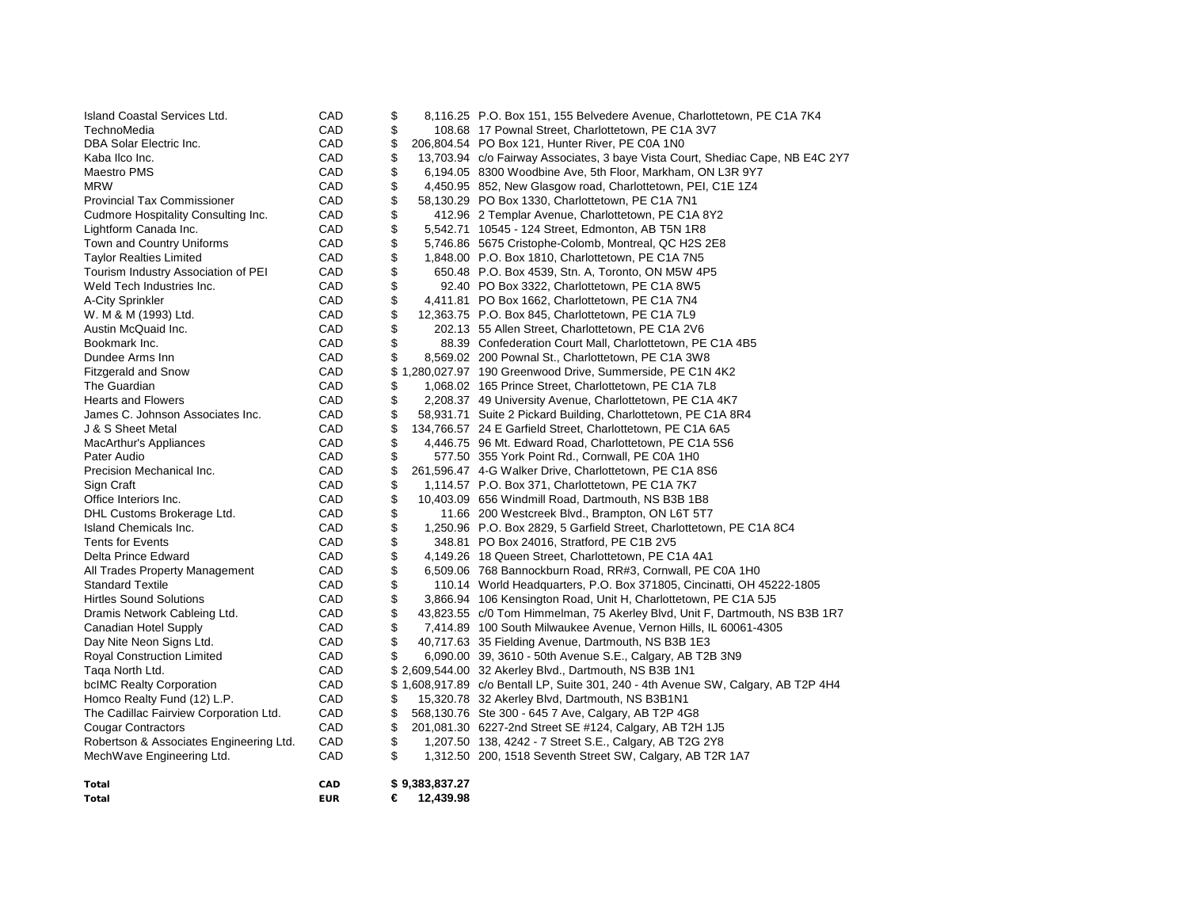| | | | |
|---|---|---|---|
| Island Coastal Services Ltd. | CAD | $ 8,116.25 | P.O. Box 151, 155 Belvedere Avenue, Charlottetown, PE C1A 7K4 |
| TechnoMedia | CAD | $ 108.68 | 17 Pownal Street, Charlottetown, PE C1A 3V7 |
| DBA Solar Electric Inc. | CAD | $ 206,804.54 | PO Box 121, Hunter River, PE C0A 1N0 |
| Kaba Ilco Inc. | CAD | $ 13,703.94 | c/o Fairway Associates, 3 baye Vista Court, Shediac Cape, NB E4C 2Y7 |
| Maestro PMS | CAD | $ 6,194.05 | 8300 Woodbine Ave, 5th Floor, Markham, ON L3R 9Y7 |
| MRW | CAD | $ 4,450.95 | 852, New Glasgow road, Charlottetown, PEI, C1E 1Z4 |
| Provincial Tax Commissioner | CAD | $ 58,130.29 | PO Box 1330, Charlottetown, PE C1A 7N1 |
| Cudmore Hospitality Consulting Inc. | CAD | $ 412.96 | 2 Templar Avenue, Charlottetown, PE C1A 8Y2 |
| Lightform Canada Inc. | CAD | $ 5,542.71 | 10545 - 124 Street, Edmonton, AB T5N 1R8 |
| Town and Country Uniforms | CAD | $ 5,746.86 | 5675 Cristophe-Colomb, Montreal, QC H2S 2E8 |
| Taylor Realties Limited | CAD | $ 1,848.00 | P.O. Box 1810, Charlottetown, PE C1A 7N5 |
| Tourism Industry Association of PEI | CAD | $ 650.48 | P.O. Box 4539, Stn. A, Toronto, ON M5W 4P5 |
| Weld Tech Industries Inc. | CAD | $ 92.40 | PO Box 3322, Charlottetown, PE C1A 8W5 |
| A-City Sprinkler | CAD | $ 4,411.81 | PO Box 1662, Charlottetown, PE C1A 7N4 |
| W. M & M (1993) Ltd. | CAD | $ 12,363.75 | P.O. Box 845, Charlottetown, PE C1A 7L9 |
| Austin McQuaid Inc. | CAD | $ 202.13 | 55 Allen Street, Charlottetown, PE C1A 2V6 |
| Bookmark Inc. | CAD | $ 88.39 | Confederation Court Mall, Charlottetown, PE C1A 4B5 |
| Dundee Arms Inn | CAD | $ 8,569.02 | 200 Pownal St., Charlottetown, PE C1A 3W8 |
| Fitzgerald and Snow | CAD | $ 1,280,027.97 | 190 Greenwood Drive, Summerside, PE C1N 4K2 |
| The Guardian | CAD | $ 1,068.02 | 165 Prince Street, Charlottetown, PE C1A 7L8 |
| Hearts and Flowers | CAD | $ 2,208.37 | 49 University Avenue, Charlottetown, PE C1A 4K7 |
| James C. Johnson Associates Inc. | CAD | $ 58,931.71 | Suite 2 Pickard Building, Charlottetown, PE C1A 8R4 |
| J & S Sheet Metal | CAD | $ 134,766.57 | 24 E Garfield Street, Charlottetown, PE C1A 6A5 |
| MacArthur's Appliances | CAD | $ 4,446.75 | 96 Mt. Edward Road, Charlottetown, PE C1A 5S6 |
| Pater Audio | CAD | $ 577.50 | 355 York Point Rd., Cornwall, PE C0A 1H0 |
| Precision Mechanical Inc. | CAD | $ 261,596.47 | 4-G Walker Drive, Charlottetown, PE C1A 8S6 |
| Sign Craft | CAD | $ 1,114.57 | P.O. Box 371, Charlottetown, PE C1A 7K7 |
| Office Interiors Inc. | CAD | $ 10,403.09 | 656 Windmill Road, Dartmouth, NS B3B 1B8 |
| DHL Customs Brokerage Ltd. | CAD | $ 11.66 | 200 Westcreek Blvd., Brampton, ON L6T 5T7 |
| Island Chemicals Inc. | CAD | $ 1,250.96 | P.O. Box 2829, 5 Garfield Street, Charlottetown, PE C1A 8C4 |
| Tents for Events | CAD | $ 348.81 | PO Box 24016, Stratford, PE C1B 2V5 |
| Delta Prince Edward | CAD | $ 4,149.26 | 18 Queen Street, Charlottetown, PE C1A 4A1 |
| All Trades Property Management | CAD | $ 6,509.06 | 768 Bannockburn Road, RR#3, Cornwall, PE C0A 1H0 |
| Standard Textile | CAD | $ 110.14 | World Headquarters, P.O. Box 371805, Cincinatti, OH 45222-1805 |
| Hirtles Sound Solutions | CAD | $ 3,866.94 | 106 Kensington Road, Unit H, Charlottetown, PE C1A 5J5 |
| Dramis Network Cableing Ltd. | CAD | $ 43,823.55 | c/0 Tom Himmelman, 75 Akerley Blvd, Unit F, Dartmouth, NS B3B 1R7 |
| Canadian Hotel Supply | CAD | $ 7,414.89 | 100 South Milwaukee Avenue, Vernon Hills, IL 60061-4305 |
| Day Nite Neon Signs Ltd. | CAD | $ 40,717.63 | 35 Fielding Avenue, Dartmouth, NS B3B 1E3 |
| Royal Construction Limited | CAD | $ 6,090.00 | 39, 3610 - 50th Avenue S.E., Calgary, AB T2B 3N9 |
| Taqa North Ltd. | CAD | $ 2,609,544.00 | 32 Akerley Blvd., Dartmouth, NS B3B 1N1 |
| bcIMC Realty Corporation | CAD | $ 1,608,917.89 | c/o Bentall LP, Suite 301, 240 - 4th Avenue SW, Calgary, AB T2P 4H4 |
| Homco Realty Fund (12) L.P. | CAD | $ 15,320.78 | 32 Akerley Blvd, Dartmouth, NS B3B1N1 |
| The Cadillac Fairview Corporation Ltd. | CAD | $ 568,130.76 | Ste 300 - 645 7 Ave, Calgary, AB T2P 4G8 |
| Cougar Contractors | CAD | $ 201,081.30 | 6227-2nd Street SE #124, Calgary, AB T2H 1J5 |
| Robertson & Associates Engineering Ltd. | CAD | $ 1,207.50 | 138, 4242 - 7 Street S.E., Calgary, AB T2G 2Y8 |
| MechWave Engineering Ltd. | CAD | $ 1,312.50 | 200, 1518 Seventh Street SW, Calgary, AB T2R 1A7 |
| | | | |
| **Total** | **CAD** | **$ 9,383,837.27** | |
| **Total** | **EUR** | **€ 12,439.98** | |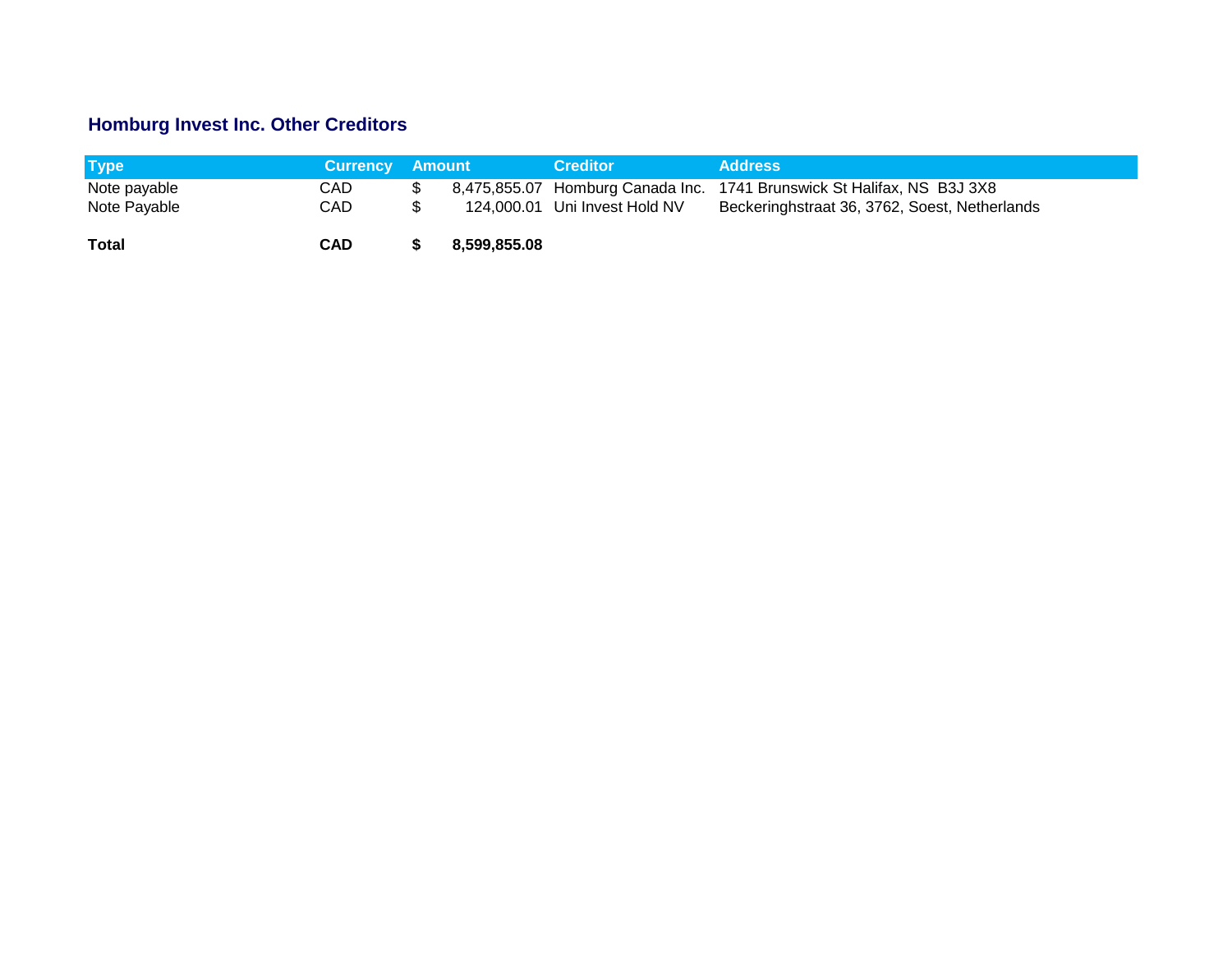## Homburg Invest Inc. Other Creditors

| Type | Currency | Amount | Creditor | Address |
|---|---|---|---|---|
| Note payable | CAD | $ 8,475,855.07 | Homburg Canada Inc. | 1741 Brunswick St Halifax, NS B3J 3X8 |
| Note Payable | CAD | $ 124,000.01 | Uni Invest Hold NV | Beckeringhstraat 36, 3762, Soest, Netherlands |
| **Total** | **CAD** | **$ 8,599,855.08** | | |